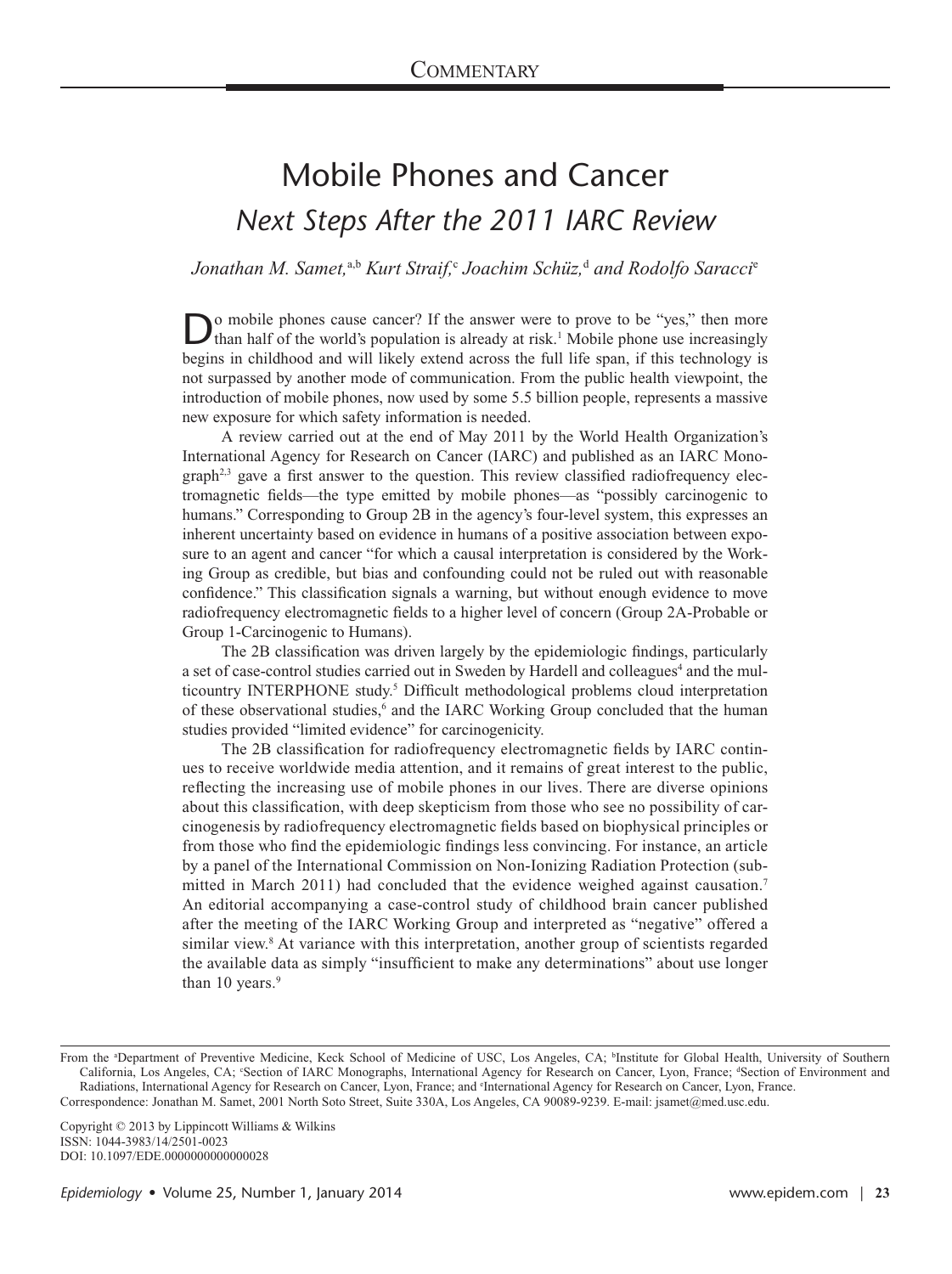Commentary

# Mobile Phones and Cancer

## *Next Steps After the 2011 IARC Review*

*Jonathan M. Samet,*[a,b] *Kurt Straif,*[c] *Joachim Schüz,*[d] *and Rodolfo Saracci*[e]

Do mobile phones cause cancer? If the answer were to prove to be "yes," then more than half of the world's population is already at risk.[1] Mobile phone use increasingly begins in childhood and will likely extend across the full life span, if this technology is not surpassed by another mode of communication. From the public health viewpoint, the introduction of mobile phones, now used by some 5.5 billion people, represents a massive new exposure for which safety information is needed.

A review carried out at the end of May 2011 by the World Health Organization's International Agency for Research on Cancer (IARC) and published as an IARC Monograph[2,3] gave a first answer to the question. This review classified radiofrequency electromagnetic fields—the type emitted by mobile phones—as "possibly carcinogenic to humans." Corresponding to Group 2B in the agency's four-level system, this expresses an inherent uncertainty based on evidence in humans of a positive association between exposure to an agent and cancer "for which a causal interpretation is considered by the Working Group as credible, but bias and confounding could not be ruled out with reasonable confidence." This classification signals a warning, but without enough evidence to move radiofrequency electromagnetic fields to a higher level of concern (Group 2A-Probable or Group 1-Carcinogenic to Humans).

The 2B classification was driven largely by the epidemiologic findings, particularly a set of case-control studies carried out in Sweden by Hardell and colleagues[4] and the multicountry INTERPHONE study.[5] Difficult methodological problems cloud interpretation of these observational studies,[6] and the IARC Working Group concluded that the human studies provided "limited evidence" for carcinogenicity.

The 2B classification for radiofrequency electromagnetic fields by IARC continues to receive worldwide media attention, and it remains of great interest to the public, reflecting the increasing use of mobile phones in our lives. There are diverse opinions about this classification, with deep skepticism from those who see no possibility of carcinogenesis by radiofrequency electromagnetic fields based on biophysical principles or from those who find the epidemiologic findings less convincing. For instance, an article by a panel of the International Commission on Non-Ionizing Radiation Protection (submitted in March 2011) had concluded that the evidence weighed against causation.[7] An editorial accompanying a case-control study of childhood brain cancer published after the meeting of the IARC Working Group and interpreted as "negative" offered a similar view.[8] At variance with this interpretation, another group of scientists regarded the available data as simply "insufficient to make any determinations" about use longer than 10 years.[9]

From the [a]Department of Preventive Medicine, Keck School of Medicine of USC, Los Angeles, CA; [b]Institute for Global Health, University of Southern California, Los Angeles, CA; [c]Section of IARC Monographs, International Agency for Research on Cancer, Lyon, France; [d]Section of Environment and Radiations, International Agency for Research on Cancer, Lyon, France; and [e]International Agency for Research on Cancer, Lyon, France.

Correspondence: Jonathan M. Samet, 2001 North Soto Street, Suite 330A, Los Angeles, CA 90089-9239. E-mail: jsamet@med.usc.edu.

Copyright © 2013 by Lippincott Williams & Wilkins
ISSN: 1044-3983/14/2501-0023
DOI: 10.1097/EDE.0000000000000028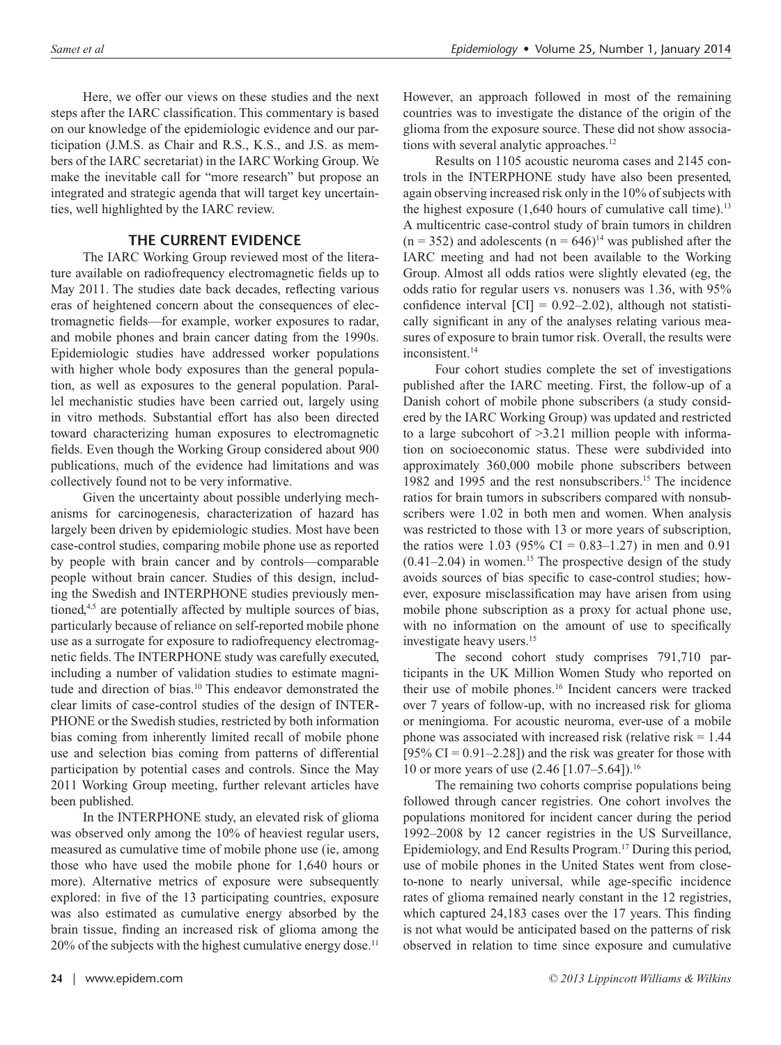Here, we offer our views on these studies and the next steps after the IARC classification. This commentary is based on our knowledge of the epidemiologic evidence and our participation (J.M.S. as Chair and R.S., K.S., and J.S. as members of the IARC secretariat) in the IARC Working Group. We make the inevitable call for "more research" but propose an integrated and strategic agenda that will target key uncertainties, well highlighted by the IARC review.

## THE CURRENT EVIDENCE

The IARC Working Group reviewed most of the literature available on radiofrequency electromagnetic fields up to May 2011. The studies date back decades, reflecting various eras of heightened concern about the consequences of electromagnetic fields—for example, worker exposures to radar, and mobile phones and brain cancer dating from the 1990s. Epidemiologic studies have addressed worker populations with higher whole body exposures than the general population, as well as exposures to the general population. Parallel mechanistic studies have been carried out, largely using in vitro methods. Substantial effort has also been directed toward characterizing human exposures to electromagnetic fields. Even though the Working Group considered about 900 publications, much of the evidence had limitations and was collectively found not to be very informative.

Given the uncertainty about possible underlying mechanisms for carcinogenesis, characterization of hazard has largely been driven by epidemiologic studies. Most have been case-control studies, comparing mobile phone use as reported by people with brain cancer and by controls—comparable people without brain cancer. Studies of this design, including the Swedish and INTERPHONE studies previously mentioned,[4,5] are potentially affected by multiple sources of bias, particularly because of reliance on self-reported mobile phone use as a surrogate for exposure to radiofrequency electromagnetic fields. The INTERPHONE study was carefully executed, including a number of validation studies to estimate magnitude and direction of bias.[10] This endeavor demonstrated the clear limits of case-control studies of the design of INTERPHONE or the Swedish studies, restricted by both information bias coming from inherently limited recall of mobile phone use and selection bias coming from patterns of differential participation by potential cases and controls. Since the May 2011 Working Group meeting, further relevant articles have been published.

In the INTERPHONE study, an elevated risk of glioma was observed only among the 10% of heaviest regular users, measured as cumulative time of mobile phone use (ie, among those who have used the mobile phone for 1,640 hours or more). Alternative metrics of exposure were subsequently explored: in five of the 13 participating countries, exposure was also estimated as cumulative energy absorbed by the brain tissue, finding an increased risk of glioma among the 20% of the subjects with the highest cumulative energy dose.[11] However, an approach followed in most of the remaining countries was to investigate the distance of the origin of the glioma from the exposure source. These did not show associations with several analytic approaches.[12]

Results on 1105 acoustic neuroma cases and 2145 controls in the INTERPHONE study have also been presented, again observing increased risk only in the 10% of subjects with the highest exposure (1,640 hours of cumulative call time).[13] A multicentric case-control study of brain tumors in children (n = 352) and adolescents (n = 646)[14] was published after the IARC meeting and had not been available to the Working Group. Almost all odds ratios were slightly elevated (eg, the odds ratio for regular users vs. nonusers was 1.36, with 95% confidence interval [CI] = 0.92–2.02), although not statistically significant in any of the analyses relating various measures of exposure to brain tumor risk. Overall, the results were inconsistent.[14]

Four cohort studies complete the set of investigations published after the IARC meeting. First, the follow-up of a Danish cohort of mobile phone subscribers (a study considered by the IARC Working Group) was updated and restricted to a large subcohort of >3.21 million people with information on socioeconomic status. These were subdivided into approximately 360,000 mobile phone subscribers between 1982 and 1995 and the rest nonsubscribers.[15] The incidence ratios for brain tumors in subscribers compared with nonsubscribers were 1.02 in both men and women. When analysis was restricted to those with 13 or more years of subscription, the ratios were 1.03 (95% CI = 0.83–1.27) in men and 0.91 (0.41–2.04) in women.[15] The prospective design of the study avoids sources of bias specific to case-control studies; however, exposure misclassification may have arisen from using mobile phone subscription as a proxy for actual phone use, with no information on the amount of use to specifically investigate heavy users.[15]

The second cohort study comprises 791,710 participants in the UK Million Women Study who reported on their use of mobile phones.[16] Incident cancers were tracked over 7 years of follow-up, with no increased risk for glioma or meningioma. For acoustic neuroma, ever-use of a mobile phone was associated with increased risk (relative risk = 1.44 [95% CI = 0.91–2.28]) and the risk was greater for those with 10 or more years of use (2.46 [1.07–5.64]).[16]

The remaining two cohorts comprise populations being followed through cancer registries. One cohort involves the populations monitored for incident cancer during the period 1992–2008 by 12 cancer registries in the US Surveillance, Epidemiology, and End Results Program.[17] During this period, use of mobile phones in the United States went from close-to-none to nearly universal, while age-specific incidence rates of glioma remained nearly constant in the 12 registries, which captured 24,183 cases over the 17 years. This finding is not what would be anticipated based on the patterns of risk observed in relation to time since exposure and cumulative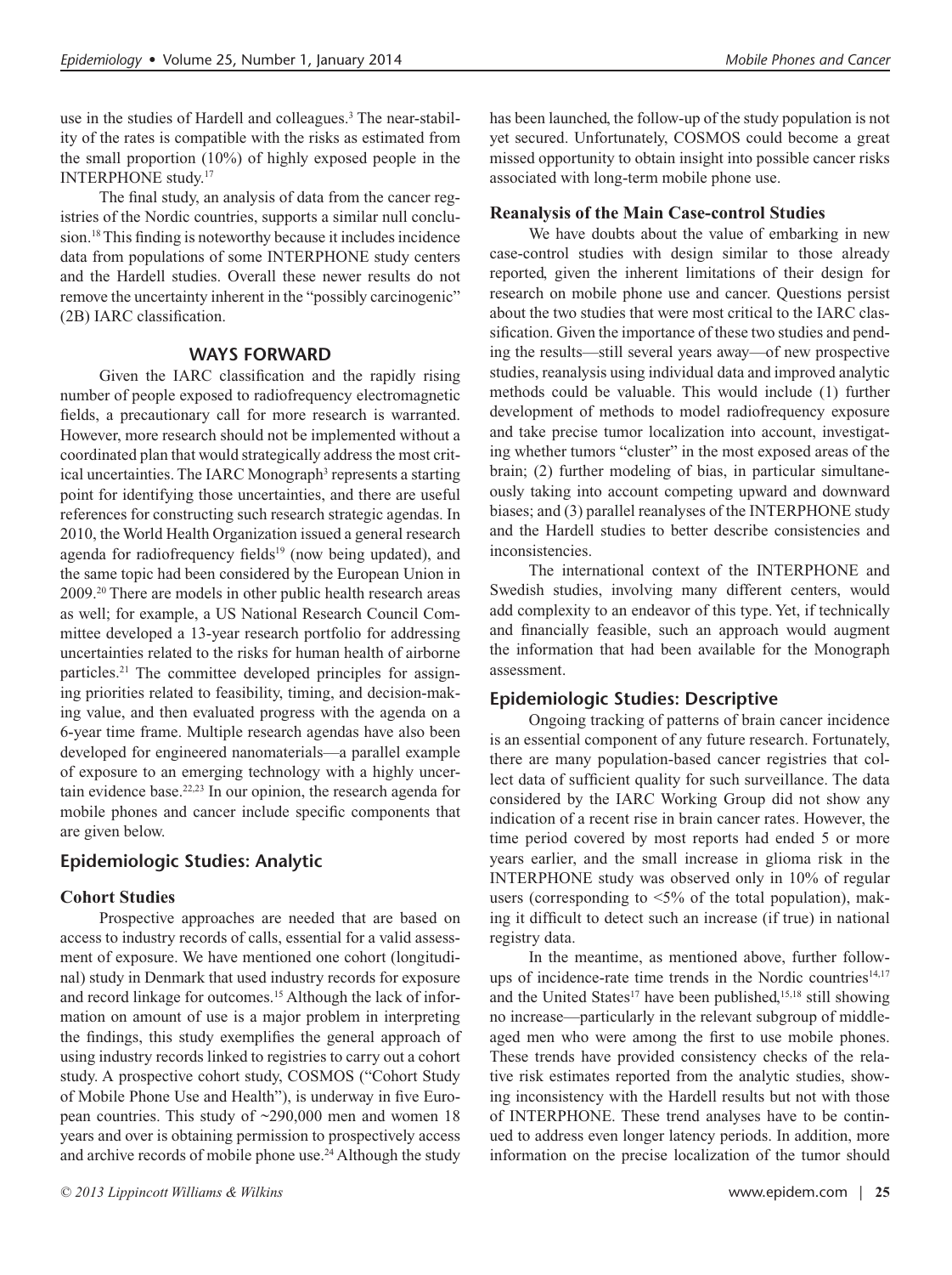use in the studies of Hardell and colleagues.[3] The near-stability of the rates is compatible with the risks as estimated from the small proportion (10%) of highly exposed people in the INTERPHONE study.[17]

The final study, an analysis of data from the cancer registries of the Nordic countries, supports a similar null conclusion.[18] This finding is noteworthy because it includes incidence data from populations of some INTERPHONE study centers and the Hardell studies. Overall these newer results do not remove the uncertainty inherent in the "possibly carcinogenic" (2B) IARC classification.

## WAYS FORWARD

Given the IARC classification and the rapidly rising number of people exposed to radiofrequency electromagnetic fields, a precautionary call for more research is warranted. However, more research should not be implemented without a coordinated plan that would strategically address the most critical uncertainties. The IARC Monograph[3] represents a starting point for identifying those uncertainties, and there are useful references for constructing such research strategic agendas. In 2010, the World Health Organization issued a general research agenda for radiofrequency fields[19] (now being updated), and the same topic had been considered by the European Union in 2009.[20] There are models in other public health research areas as well; for example, a US National Research Council Committee developed a 13-year research portfolio for addressing uncertainties related to the risks for human health of airborne particles.[21] The committee developed principles for assigning priorities related to feasibility, timing, and decision-making value, and then evaluated progress with the agenda on a 6-year time frame. Multiple research agendas have also been developed for engineered nanomaterials—a parallel example of exposure to an emerging technology with a highly uncertain evidence base.[22,23] In our opinion, the research agenda for mobile phones and cancer include specific components that are given below.

### Epidemiologic Studies: Analytic

#### Cohort Studies

Prospective approaches are needed that are based on access to industry records of calls, essential for a valid assessment of exposure. We have mentioned one cohort (longitudinal) study in Denmark that used industry records for exposure and record linkage for outcomes.[15] Although the lack of information on amount of use is a major problem in interpreting the findings, this study exemplifies the general approach of using industry records linked to registries to carry out a cohort study. A prospective cohort study, COSMOS ("Cohort Study of Mobile Phone Use and Health"), is underway in five European countries. This study of ~290,000 men and women 18 years and over is obtaining permission to prospectively access and archive records of mobile phone use.[24] Although the study has been launched, the follow-up of the study population is not yet secured. Unfortunately, COSMOS could become a great missed opportunity to obtain insight into possible cancer risks associated with long-term mobile phone use.

#### Reanalysis of the Main Case-control Studies

We have doubts about the value of embarking in new case-control studies with design similar to those already reported, given the inherent limitations of their design for research on mobile phone use and cancer. Questions persist about the two studies that were most critical to the IARC classification. Given the importance of these two studies and pending the results—still several years away—of new prospective studies, reanalysis using individual data and improved analytic methods could be valuable. This would include (1) further development of methods to model radiofrequency exposure and take precise tumor localization into account, investigating whether tumors "cluster" in the most exposed areas of the brain; (2) further modeling of bias, in particular simultaneously taking into account competing upward and downward biases; and (3) parallel reanalyses of the INTERPHONE study and the Hardell studies to better describe consistencies and inconsistencies.

The international context of the INTERPHONE and Swedish studies, involving many different centers, would add complexity to an endeavor of this type. Yet, if technically and financially feasible, such an approach would augment the information that had been available for the Monograph assessment.

### Epidemiologic Studies: Descriptive

Ongoing tracking of patterns of brain cancer incidence is an essential component of any future research. Fortunately, there are many population-based cancer registries that collect data of sufficient quality for such surveillance. The data considered by the IARC Working Group did not show any indication of a recent rise in brain cancer rates. However, the time period covered by most reports had ended 5 or more years earlier, and the small increase in glioma risk in the INTERPHONE study was observed only in 10% of regular users (corresponding to <5% of the total population), making it difficult to detect such an increase (if true) in national registry data.

In the meantime, as mentioned above, further follow-ups of incidence-rate time trends in the Nordic countries[14,17] and the United States[17] have been published,[15,18] still showing no increase—particularly in the relevant subgroup of middle-aged men who were among the first to use mobile phones. These trends have provided consistency checks of the relative risk estimates reported from the analytic studies, showing inconsistency with the Hardell results but not with those of INTERPHONE. These trend analyses have to be continued to address even longer latency periods. In addition, more information on the precise localization of the tumor should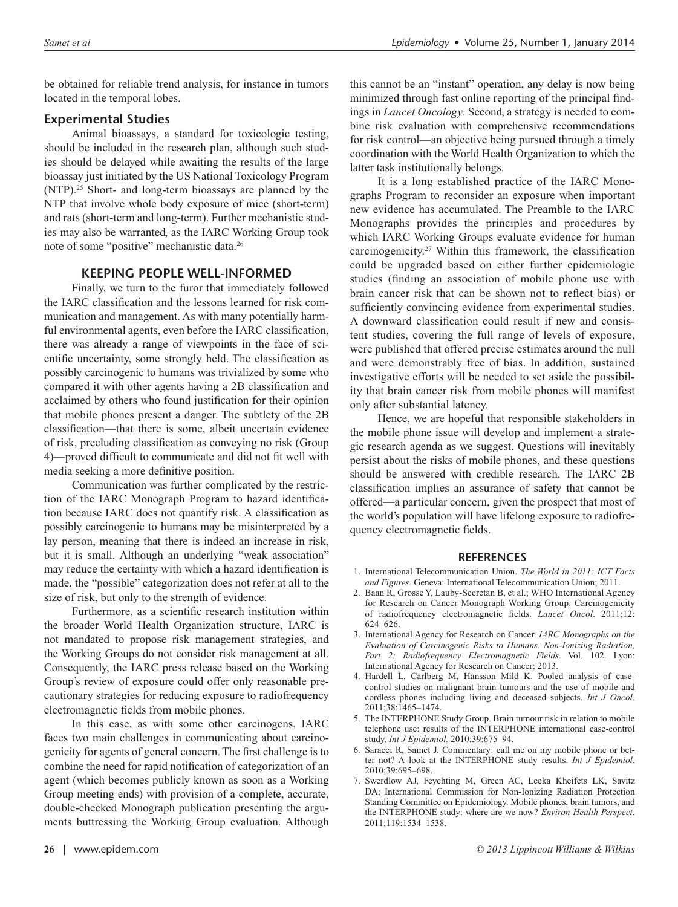be obtained for reliable trend analysis, for instance in tumors located in the temporal lobes.

### Experimental Studies

Animal bioassays, a standard for toxicologic testing, should be included in the research plan, although such studies should be delayed while awaiting the results of the large bioassay just initiated by the US National Toxicology Program (NTP).[25] Short- and long-term bioassays are planned by the NTP that involve whole body exposure of mice (short-term) and rats (short-term and long-term). Further mechanistic studies may also be warranted, as the IARC Working Group took note of some "positive" mechanistic data.[26]

## KEEPING PEOPLE WELL-INFORMED

Finally, we turn to the furor that immediately followed the IARC classification and the lessons learned for risk communication and management. As with many potentially harmful environmental agents, even before the IARC classification, there was already a range of viewpoints in the face of scientific uncertainty, some strongly held. The classification as possibly carcinogenic to humans was trivialized by some who compared it with other agents having a 2B classification and acclaimed by others who found justification for their opinion that mobile phones present a danger. The subtlety of the 2B classification—that there is some, albeit uncertain evidence of risk, precluding classification as conveying no risk (Group 4)—proved difficult to communicate and did not fit well with media seeking a more definitive position.

Communication was further complicated by the restriction of the IARC Monograph Program to hazard identification because IARC does not quantify risk. A classification as possibly carcinogenic to humans may be misinterpreted by a lay person, meaning that there is indeed an increase in risk, but it is small. Although an underlying "weak association" may reduce the certainty with which a hazard identification is made, the "possible" categorization does not refer at all to the size of risk, but only to the strength of evidence.

Furthermore, as a scientific research institution within the broader World Health Organization structure, IARC is not mandated to propose risk management strategies, and the Working Groups do not consider risk management at all. Consequently, the IARC press release based on the Working Group's review of exposure could offer only reasonable precautionary strategies for reducing exposure to radiofrequency electromagnetic fields from mobile phones.

In this case, as with some other carcinogens, IARC faces two main challenges in communicating about carcinogenicity for agents of general concern. The first challenge is to combine the need for rapid notification of categorization of an agent (which becomes publicly known as soon as a Working Group meeting ends) with provision of a complete, accurate, double-checked Monograph publication presenting the arguments buttressing the Working Group evaluation. Although this cannot be an "instant" operation, any delay is now being minimized through fast online reporting of the principal findings in *Lancet Oncology*. Second, a strategy is needed to combine risk evaluation with comprehensive recommendations for risk control—an objective being pursued through a timely coordination with the World Health Organization to which the latter task institutionally belongs.

It is a long established practice of the IARC Monographs Program to reconsider an exposure when important new evidence has accumulated. The Preamble to the IARC Monographs provides the principles and procedures by which IARC Working Groups evaluate evidence for human carcinogenicity.[27] Within this framework, the classification could be upgraded based on either further epidemiologic studies (finding an association of mobile phone use with brain cancer risk that can be shown not to reflect bias) or sufficiently convincing evidence from experimental studies. A downward classification could result if new and consistent studies, covering the full range of levels of exposure, were published that offered precise estimates around the null and were demonstrably free of bias. In addition, sustained investigative efforts will be needed to set aside the possibility that brain cancer risk from mobile phones will manifest only after substantial latency.

Hence, we are hopeful that responsible stakeholders in the mobile phone issue will develop and implement a strategic research agenda as we suggest. Questions will inevitably persist about the risks of mobile phones, and these questions should be answered with credible research. The IARC 2B classification implies an assurance of safety that cannot be offered—a particular concern, given the prospect that most of the world's population will have lifelong exposure to radiofrequency electromagnetic fields.

## REFERENCES

1. International Telecommunication Union. *The World in 2011: ICT Facts and Figures*. Geneva: International Telecommunication Union; 2011.
2. Baan R, Grosse Y, Lauby-Secretan B, et al.; WHO International Agency for Research on Cancer Monograph Working Group. Carcinogenicity of radiofrequency electromagnetic fields. *Lancet Oncol*. 2011;12: 624–626.
3. International Agency for Research on Cancer. *IARC Monographs on the Evaluation of Carcinogenic Risks to Humans. Non-Ionizing Radiation, Part 2: Radiofrequency Electromagnetic Fields*. Vol. 102. Lyon: International Agency for Research on Cancer; 2013.
4. Hardell L, Carlberg M, Hansson Mild K. Pooled analysis of case-control studies on malignant brain tumours and the use of mobile and cordless phones including living and deceased subjects. *Int J Oncol*. 2011;38:1465–1474.
5. The INTERPHONE Study Group. Brain tumour risk in relation to mobile telephone use: results of the INTERPHONE international case-control study. *Int J Epidemiol*. 2010;39:675–94.
6. Saracci R, Samet J. Commentary: call me on my mobile phone or better not? A look at the INTERPHONE study results. *Int J Epidemiol*. 2010;39:695–698.
7. Swerdlow AJ, Feychting M, Green AC, Leeka Kheifets LK, Savitz DA; International Commission for Non-Ionizing Radiation Protection Standing Committee on Epidemiology. Mobile phones, brain tumors, and the INTERPHONE study: where are we now? *Environ Health Perspect*. 2011;119:1534–1538.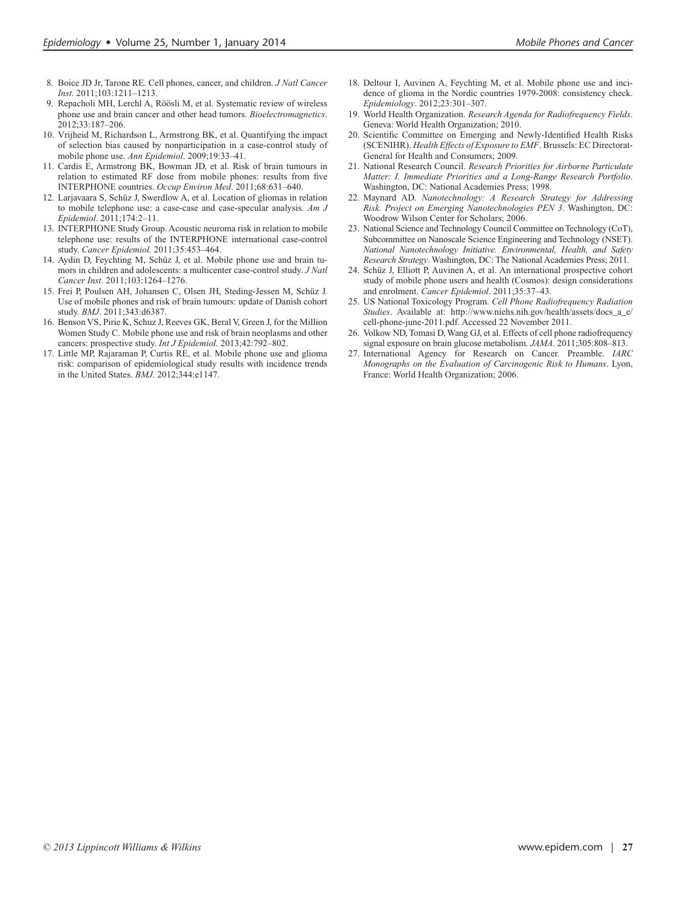8. Boice JD Jr, Tarone RE. Cell phones, cancer, and children. *J Natl Cancer Inst*. 2011;103:1211–1213.
9. Repacholi MH, Lerchl A, Röösli M, et al. Systematic review of wireless phone use and brain cancer and other head tumors. *Bioelectromagnetics*. 2012;33:187–206.
10. Vrijheid M, Richardson L, Armstrong BK, et al. Quantifying the impact of selection bias caused by nonparticipation in a case-control study of mobile phone use. *Ann Epidemiol*. 2009;19:33–41.
11. Cardis E, Armstrong BK, Bowman JD, et al. Risk of brain tumours in relation to estimated RF dose from mobile phones: results from five INTERPHONE countries. *Occup Environ Med*. 2011;68:631–640.
12. Larjavaara S, Schüz J, Swerdlow A, et al. Location of gliomas in relation to mobile telephone use: a case-case and case-specular analysis. *Am J Epidemiol*. 2011;174:2–11.
13. INTERPHONE Study Group. Acoustic neuroma risk in relation to mobile telephone use: results of the INTERPHONE international case-control study. *Cancer Epidemiol.* 2011;35:453–464.
14. Aydin D, Feychting M, Schüz J, et al. Mobile phone use and brain tumors in children and adolescents: a multicenter case-control study. *J Natl Cancer Inst*. 2011;103:1264–1276.
15. Frei P, Poulsen AH, Johansen C, Olsen JH, Steding-Jessen M, Schüz J. Use of mobile phones and risk of brain tumours: update of Danish cohort study. *BMJ*. 2011;343:d6387.
16. Benson VS, Pirie K, Schuz J, Reeves GK, Beral V, Green J, for the Million Women Study C. Mobile phone use and risk of brain neoplasms and other cancers: prospective study. *Int J Epidemiol.* 2013;42:792–802.
17. Little MP, Rajaraman P, Curtis RE, et al. Mobile phone use and glioma risk: comparison of epidemiological study results with incidence trends in the United States. *BMJ*. 2012;344:e1147.
18. Deltour I, Auvinen A, Feychting M, et al. Mobile phone use and incidence of glioma in the Nordic countries 1979-2008: consistency check. *Epidemiology*. 2012;23:301–307.
19. World Health Organization. *Research Agenda for Radiofrequency Fields*. Geneva: World Health Organization; 2010.
20. Scientific Committee on Emerging and Newly-Identified Health Risks (SCENIHR). *Health Effects of Exposure to EMF*. Brussels: EC Directorat-General for Health and Consumers; 2009.
21. National Research Council. *Research Priorities for Airborne Particulate Matter: I. Immediate Priorities and a Long-Range Research Portfolio*. Washington, DC: National Academies Press; 1998.
22. Maynard AD. *Nanotechnology: A Research Strategy for Addressing Risk. Project on Emerging Nanotechnologies PEN 3*. Washington, DC: Woodrow Wilson Center for Scholars; 2006.
23. National Science and Technology Council Committee on Technology (CoT), Subcommittee on Nanoscale Science Engineering and Technology (NSET). *National Nanotechnology Initiative. Environmental, Health, and Safety Research Strategy*. Washington, DC: The National Academies Press; 2011.
24. Schüz J, Elliott P, Auvinen A, et al. An international prospective cohort study of mobile phone users and health (Cosmos): design considerations and enrolment. *Cancer Epidemiol*. 2011;35:37–43.
25. US National Toxicology Program. *Cell Phone Radiofrequency Radiation Studies*. Available at: http://www.niehs.nih.gov/health/assets/docs_a_e/cell-phone-june-2011.pdf. Accessed 22 November 2011.
26. Volkow ND, Tomasi D, Wang GJ, et al. Effects of cell phone radiofrequency signal exposure on brain glucose metabolism. *JAMA*. 2011;305:808–813.
27. International Agency for Research on Cancer. Preamble. *IARC Monographs on the Evaluation of Carcinogenic Risk to Humans*. Lyon, France: World Health Organization; 2006.